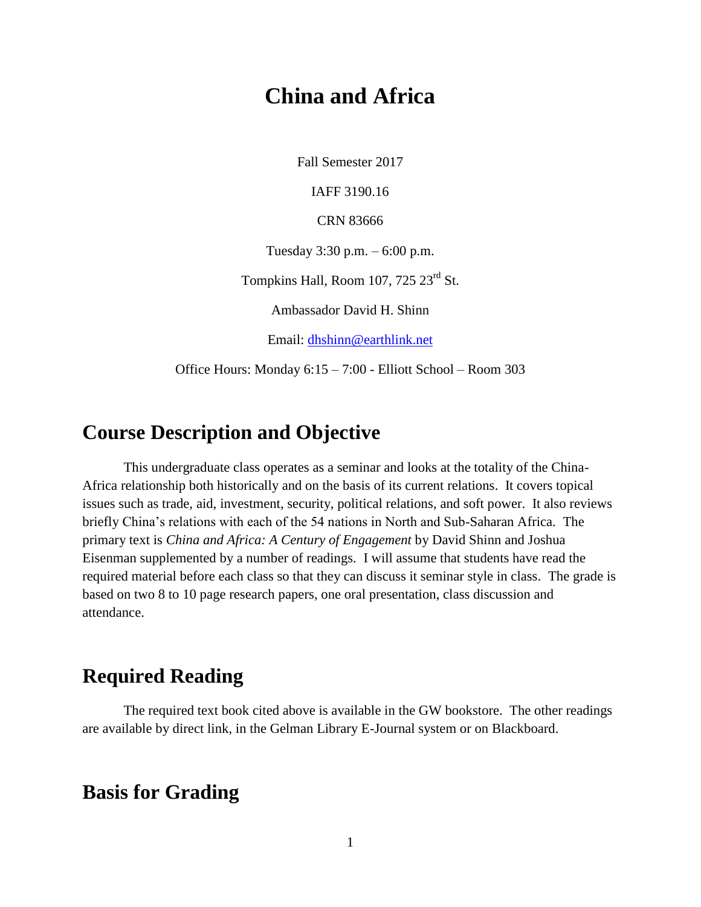# China and Africa

Fall Semester 2017

IAFF 3190.16

CRN 83666

Tuesday 3:30 p.m. – 6:00 p.m.

Tompkins Hall, Room 107, 725 23rd St.

Ambassador David H. Shinn

Email: dhshinn@earthlink.net

Office Hours: Monday 6:15 – 7:00 - Elliott School – Room 303

## Course Description and Objective

This undergraduate class operates as a seminar and looks at the totality of the China-Africa relationship both historically and on the basis of its current relations. It covers topical issues such as trade, aid, investment, security, political relations, and soft power. It also reviews briefly China's relations with each of the 54 nations in North and Sub-Saharan Africa. The primary text is *China and Africa: A Century of Engagement* by David Shinn and Joshua Eisenman supplemented by a number of readings. I will assume that students have read the required material before each class so that they can discuss it seminar style in class. The grade is based on two 8 to 10 page research papers, one oral presentation, class discussion and attendance.

## Required Reading

The required text book cited above is available in the GW bookstore. The other readings are available by direct link, in the Gelman Library E-Journal system or on Blackboard.

## Basis for Grading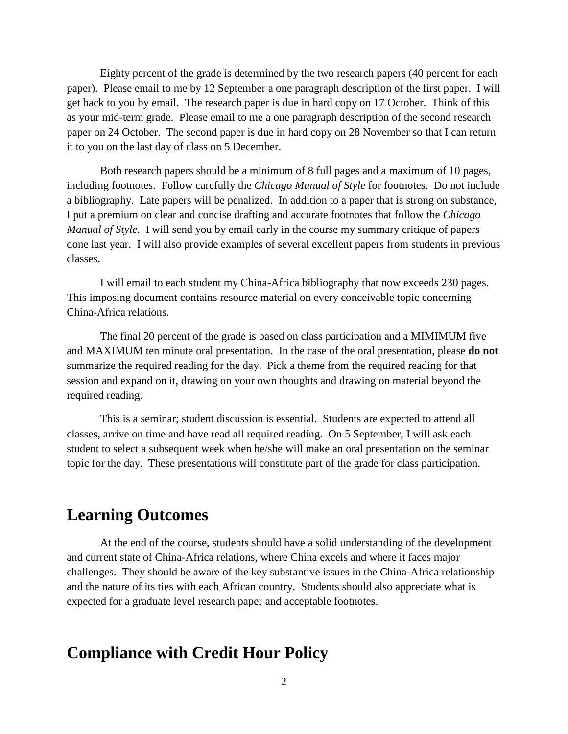Eighty percent of the grade is determined by the two research papers (40 percent for each paper). Please email to me by 12 September a one paragraph description of the first paper. I will get back to you by email. The research paper is due in hard copy on 17 October. Think of this as your mid-term grade. Please email to me a one paragraph description of the second research paper on 24 October. The second paper is due in hard copy on 28 November so that I can return it to you on the last day of class on 5 December.

Both research papers should be a minimum of 8 full pages and a maximum of 10 pages, including footnotes. Follow carefully the *Chicago Manual of Style* for footnotes. Do not include a bibliography. Late papers will be penalized. In addition to a paper that is strong on substance, I put a premium on clear and concise drafting and accurate footnotes that follow the *Chicago Manual of Style*. I will send you by email early in the course my summary critique of papers done last year. I will also provide examples of several excellent papers from students in previous classes.

I will email to each student my China-Africa bibliography that now exceeds 230 pages. This imposing document contains resource material on every conceivable topic concerning China-Africa relations.

The final 20 percent of the grade is based on class participation and a MIMIMUM five and MAXIMUM ten minute oral presentation. In the case of the oral presentation, please **do not** summarize the required reading for the day. Pick a theme from the required reading for that session and expand on it, drawing on your own thoughts and drawing on material beyond the required reading.

This is a seminar; student discussion is essential. Students are expected to attend all classes, arrive on time and have read all required reading. On 5 September, I will ask each student to select a subsequent week when he/she will make an oral presentation on the seminar topic for the day. These presentations will constitute part of the grade for class participation.

## Learning Outcomes

At the end of the course, students should have a solid understanding of the development and current state of China-Africa relations, where China excels and where it faces major challenges. They should be aware of the key substantive issues in the China-Africa relationship and the nature of its ties with each African country. Students should also appreciate what is expected for a graduate level research paper and acceptable footnotes.

## Compliance with Credit Hour Policy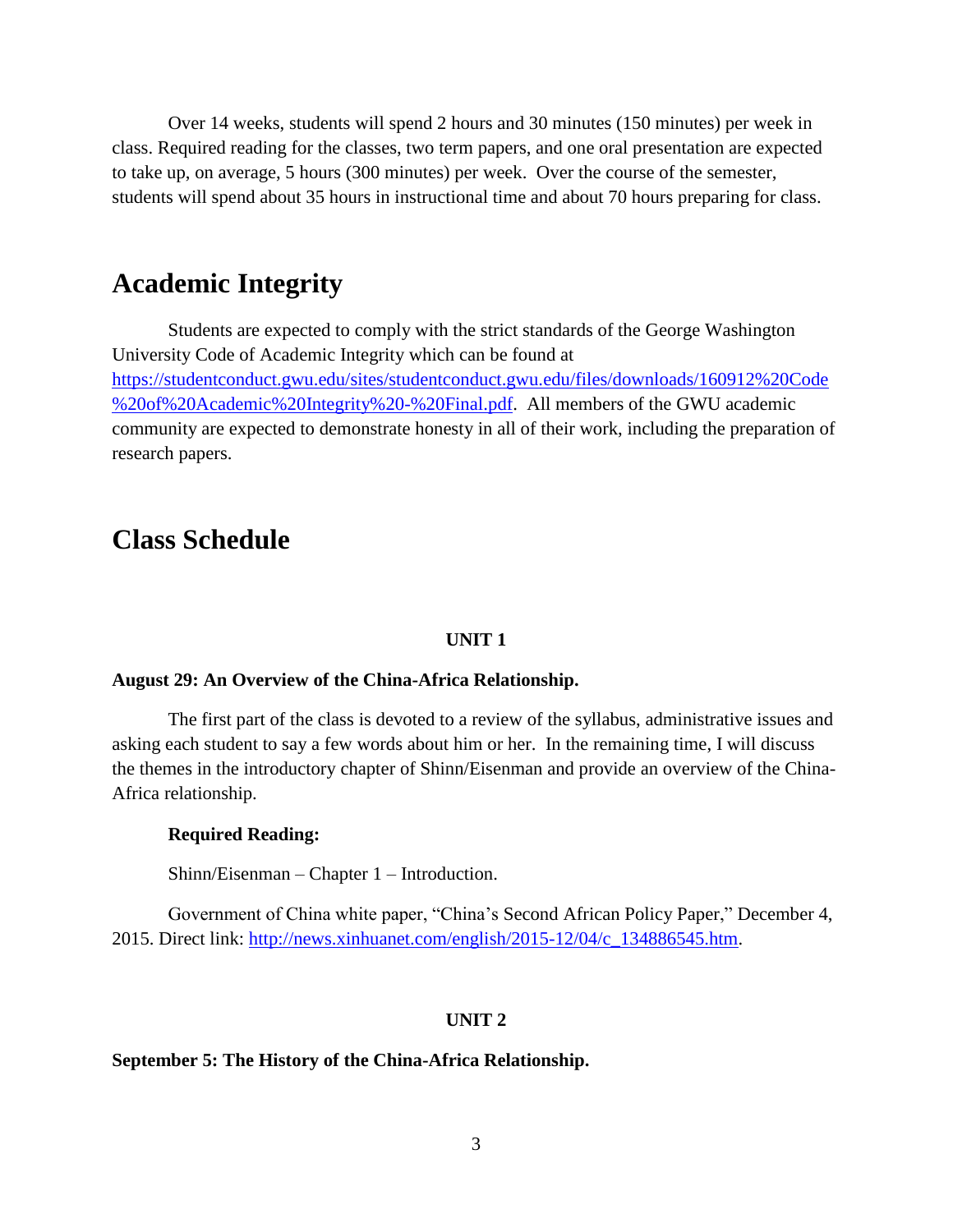Over 14 weeks, students will spend 2 hours and 30 minutes (150 minutes) per week in class. Required reading for the classes, two term papers, and one oral presentation are expected to take up, on average, 5 hours (300 minutes) per week. Over the course of the semester, students will spend about 35 hours in instructional time and about 70 hours preparing for class.

# Academic Integrity

Students are expected to comply with the strict standards of the George Washington University Code of Academic Integrity which can be found at https://studentconduct.gwu.edu/sites/studentconduct.gwu.edu/files/downloads/160912%20Code%20of%20Academic%20Integrity%20-%20Final.pdf. All members of the GWU academic community are expected to demonstrate honesty in all of their work, including the preparation of research papers.

# Class Schedule

**UNIT 1**

**August 29: An Overview of the China-Africa Relationship.**

The first part of the class is devoted to a review of the syllabus, administrative issues and asking each student to say a few words about him or her. In the remaining time, I will discuss the themes in the introductory chapter of Shinn/Eisenman and provide an overview of the China-Africa relationship.

**Required Reading:**

Shinn/Eisenman – Chapter 1 – Introduction.

Government of China white paper, "China's Second African Policy Paper," December 4, 2015. Direct link: http://news.xinhuanet.com/english/2015-12/04/c_134886545.htm.

**UNIT 2**

**September 5: The History of the China-Africa Relationship.**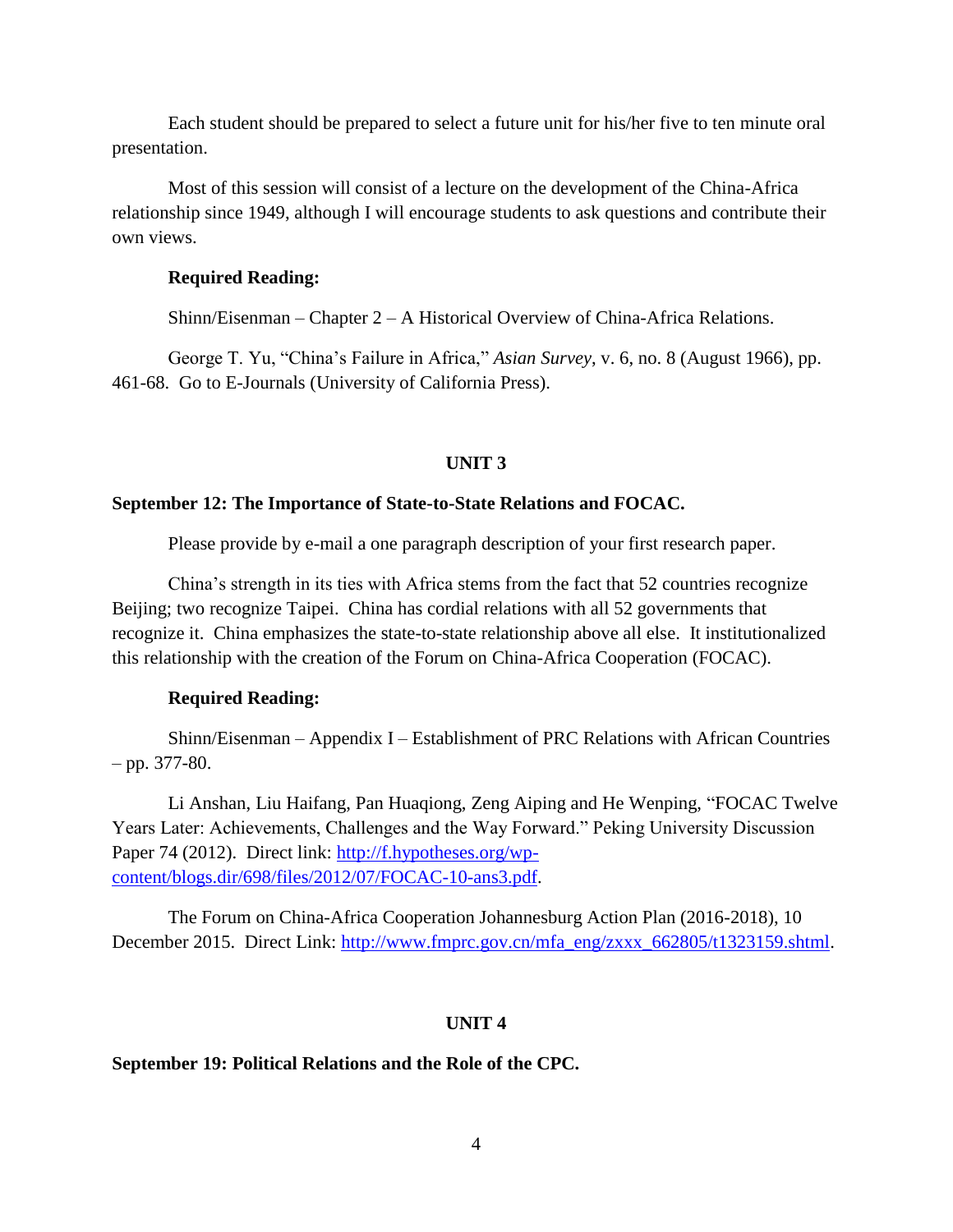Each student should be prepared to select a future unit for his/her five to ten minute oral presentation.

Most of this session will consist of a lecture on the development of the China-Africa relationship since 1949, although I will encourage students to ask questions and contribute their own views.

**Required Reading:**

Shinn/Eisenman – Chapter 2 – A Historical Overview of China-Africa Relations.

George T. Yu, "China's Failure in Africa," *Asian Survey*, v. 6, no. 8 (August 1966), pp. 461-68. Go to E-Journals (University of California Press).

## UNIT 3

**September 12: The Importance of State-to-State Relations and FOCAC.**

Please provide by e-mail a one paragraph description of your first research paper.

China's strength in its ties with Africa stems from the fact that 52 countries recognize Beijing; two recognize Taipei. China has cordial relations with all 52 governments that recognize it. China emphasizes the state-to-state relationship above all else. It institutionalized this relationship with the creation of the Forum on China-Africa Cooperation (FOCAC).

**Required Reading:**

Shinn/Eisenman – Appendix I – Establishment of PRC Relations with African Countries – pp. 377-80.

Li Anshan, Liu Haifang, Pan Huaqiong, Zeng Aiping and He Wenping, "FOCAC Twelve Years Later: Achievements, Challenges and the Way Forward." Peking University Discussion Paper 74 (2012). Direct link: [http://f.hypotheses.org/wp-content/blogs.dir/698/files/2012/07/FOCAC-10-ans3.pdf](http://f.hypotheses.org/wp-content/blogs.dir/698/files/2012/07/FOCAC-10-ans3.pdf).

The Forum on China-Africa Cooperation Johannesburg Action Plan (2016-2018), 10 December 2015. Direct Link: [http://www.fmprc.gov.cn/mfa_eng/zxxx_662805/t1323159.shtml](http://www.fmprc.gov.cn/mfa_eng/zxxx_662805/t1323159.shtml).

## UNIT 4

**September 19: Political Relations and the Role of the CPC.**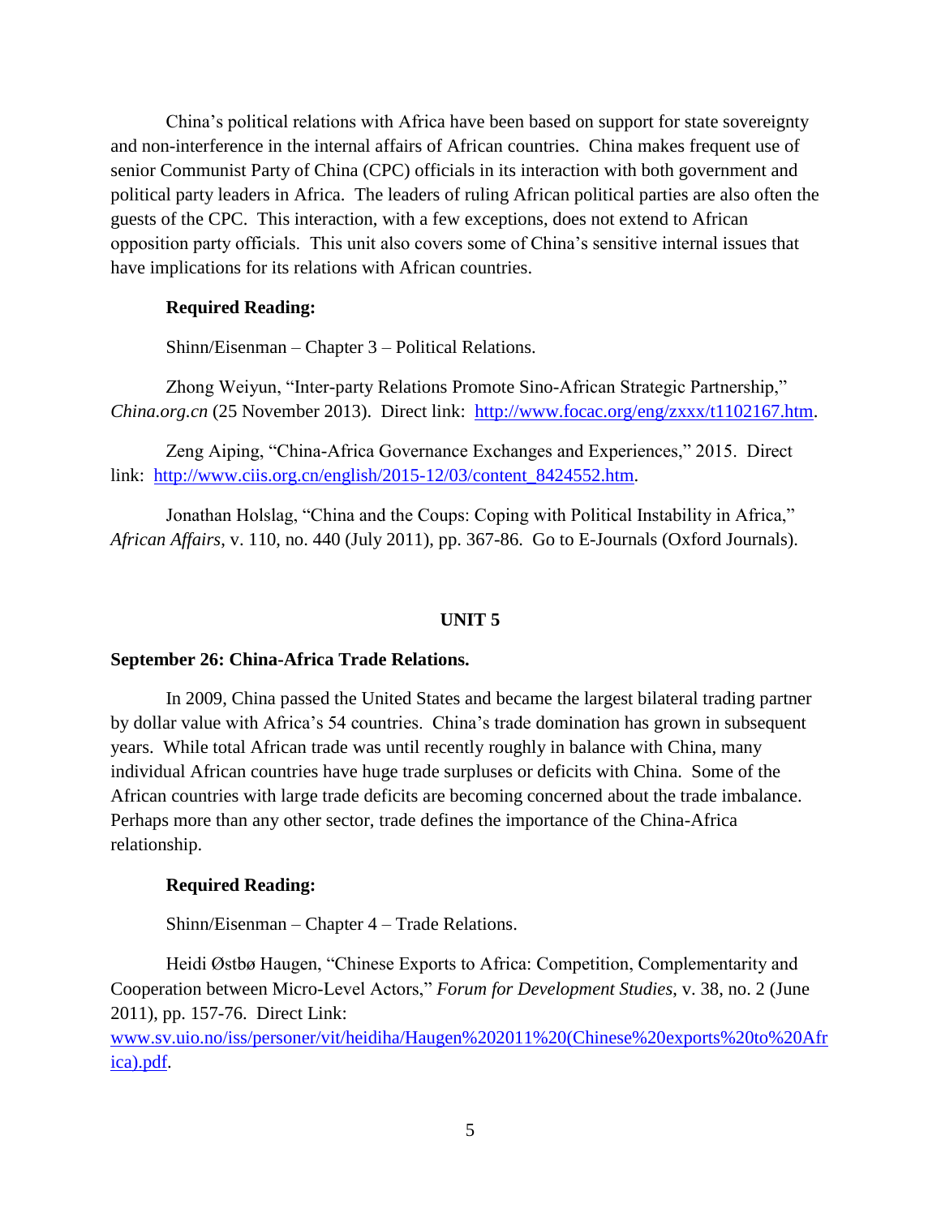China's political relations with Africa have been based on support for state sovereignty and non-interference in the internal affairs of African countries. China makes frequent use of senior Communist Party of China (CPC) officials in its interaction with both government and political party leaders in Africa. The leaders of ruling African political parties are also often the guests of the CPC. This interaction, with a few exceptions, does not extend to African opposition party officials. This unit also covers some of China's sensitive internal issues that have implications for its relations with African countries.

**Required Reading:**

Shinn/Eisenman – Chapter 3 – Political Relations.

Zhong Weiyun, "Inter-party Relations Promote Sino-African Strategic Partnership," *China.org.cn* (25 November 2013). Direct link: [http://www.focac.org/eng/zxxx/t1102167.htm](http://www.focac.org/eng/zxxx/t1102167.htm).

Zeng Aiping, "China-Africa Governance Exchanges and Experiences," 2015. Direct link: [http://www.ciis.org.cn/english/2015-12/03/content_8424552.htm](http://www.ciis.org.cn/english/2015-12/03/content_8424552.htm).

Jonathan Holslag, "China and the Coups: Coping with Political Instability in Africa," *African Affairs*, v. 110, no. 440 (July 2011), pp. 367-86. Go to E-Journals (Oxford Journals).

## UNIT 5

### September 26: China-Africa Trade Relations.

In 2009, China passed the United States and became the largest bilateral trading partner by dollar value with Africa's 54 countries. China's trade domination has grown in subsequent years. While total African trade was until recently roughly in balance with China, many individual African countries have huge trade surpluses or deficits with China. Some of the African countries with large trade deficits are becoming concerned about the trade imbalance. Perhaps more than any other sector, trade defines the importance of the China-Africa relationship.

**Required Reading:**

Shinn/Eisenman – Chapter 4 – Trade Relations.

Heidi Østbø Haugen, "Chinese Exports to Africa: Competition, Complementarity and Cooperation between Micro-Level Actors," *Forum for Development Studies*, v. 38, no. 2 (June 2011), pp. 157-76. Direct Link: [www.sv.uio.no/iss/personer/vit/heidiha/Haugen%202011%20(Chinese%20exports%20to%20Africa).pdf](www.sv.uio.no/iss/personer/vit/heidiha/Haugen%202011%20(Chinese%20exports%20to%20Africa).pdf).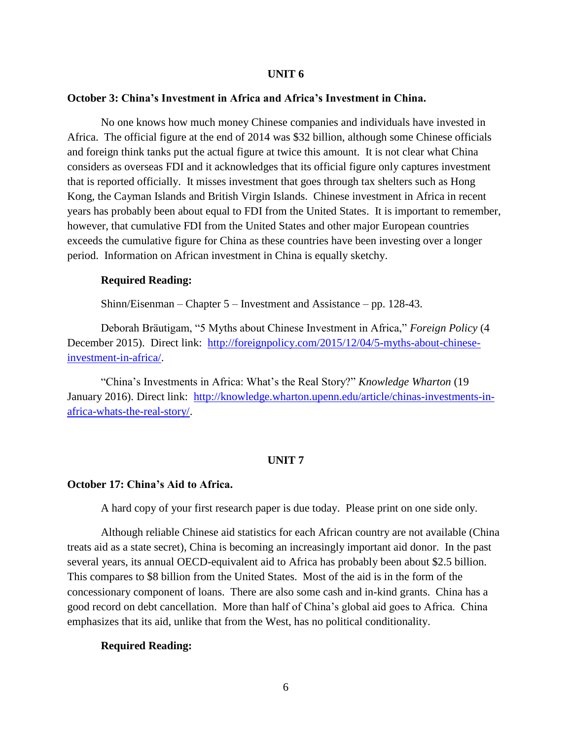## UNIT 6

**October 3: China's Investment in Africa and Africa's Investment in China.**

No one knows how much money Chinese companies and individuals have invested in Africa. The official figure at the end of 2014 was $32 billion, although some Chinese officials and foreign think tanks put the actual figure at twice this amount. It is not clear what China considers as overseas FDI and it acknowledges that its official figure only captures investment that is reported officially. It misses investment that goes through tax shelters such as Hong Kong, the Cayman Islands and British Virgin Islands. Chinese investment in Africa in recent years has probably been about equal to FDI from the United States. It is important to remember, however, that cumulative FDI from the United States and other major European countries exceeds the cumulative figure for China as these countries have been investing over a longer period. Information on African investment in China is equally sketchy.

**Required Reading:**

Shinn/Eisenman – Chapter 5 – Investment and Assistance – pp. 128-43.

Deborah Bräutigam, "5 Myths about Chinese Investment in Africa," *Foreign Policy* (4 December 2015). Direct link: http://foreignpolicy.com/2015/12/04/5-myths-about-chinese-investment-in-africa/.

"China's Investments in Africa: What's the Real Story?" *Knowledge Wharton* (19 January 2016). Direct link: http://knowledge.wharton.upenn.edu/article/chinas-investments-in-africa-whats-the-real-story/.

## UNIT 7

**October 17: China's Aid to Africa.**

A hard copy of your first research paper is due today. Please print on one side only.

Although reliable Chinese aid statistics for each African country are not available (China treats aid as a state secret), China is becoming an increasingly important aid donor. In the past several years, its annual OECD-equivalent aid to Africa has probably been about $2.5 billion. This compares to $8 billion from the United States. Most of the aid is in the form of the concessionary component of loans. There are also some cash and in-kind grants. China has a good record on debt cancellation. More than half of China's global aid goes to Africa. China emphasizes that its aid, unlike that from the West, has no political conditionality.

**Required Reading:**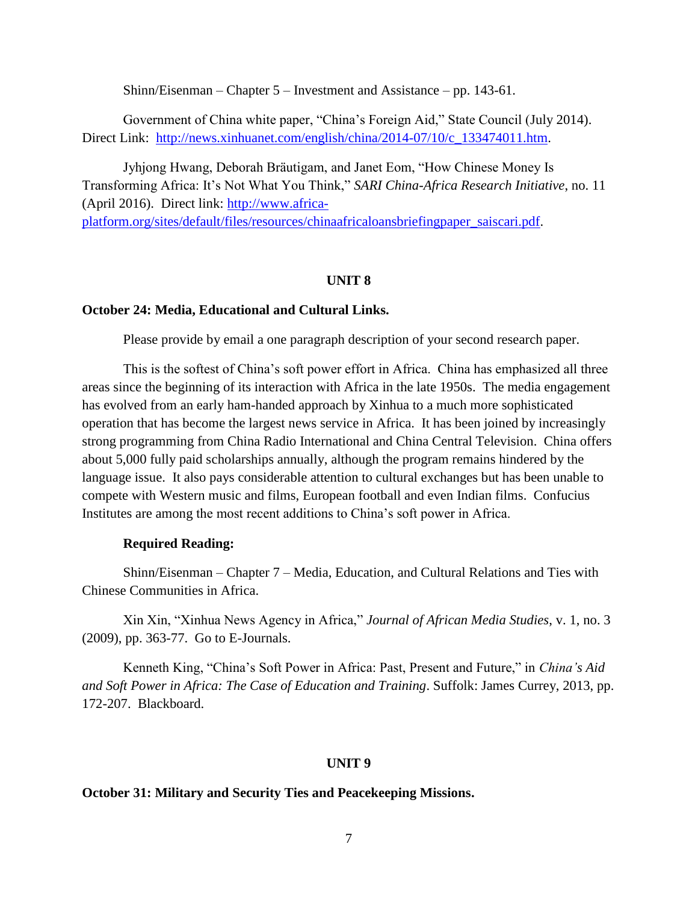Shinn/Eisenman – Chapter 5 – Investment and Assistance – pp. 143-61.

Government of China white paper, "China's Foreign Aid," State Council (July 2014). Direct Link: [http://news.xinhuanet.com/english/china/2014-07/10/c_133474011.htm](http://news.xinhuanet.com/english/china/2014-07/10/c_133474011.htm).

Jyhjong Hwang, Deborah Bräutigam, and Janet Eom, "How Chinese Money Is Transforming Africa: It's Not What You Think," *SARI China-Africa Research Initiative*, no. 11 (April 2016). Direct link: [http://www.africa-platform.org/sites/default/files/resources/chinaafricaloansbriefingpaper_saiscari.pdf](http://www.africa-platform.org/sites/default/files/resources/chinaafricaloansbriefingpaper_saiscari.pdf).

## UNIT 8

### October 24: Media, Educational and Cultural Links.

Please provide by email a one paragraph description of your second research paper.

This is the softest of China's soft power effort in Africa. China has emphasized all three areas since the beginning of its interaction with Africa in the late 1950s. The media engagement has evolved from an early ham-handed approach by Xinhua to a much more sophisticated operation that has become the largest news service in Africa. It has been joined by increasingly strong programming from China Radio International and China Central Television. China offers about 5,000 fully paid scholarships annually, although the program remains hindered by the language issue. It also pays considerable attention to cultural exchanges but has been unable to compete with Western music and films, European football and even Indian films. Confucius Institutes are among the most recent additions to China's soft power in Africa.

**Required Reading:**

Shinn/Eisenman – Chapter 7 – Media, Education, and Cultural Relations and Ties with Chinese Communities in Africa.

Xin Xin, "Xinhua News Agency in Africa," *Journal of African Media Studies*, v. 1, no. 3 (2009), pp. 363-77. Go to E-Journals.

Kenneth King, "China's Soft Power in Africa: Past, Present and Future," in *China's Aid and Soft Power in Africa: The Case of Education and Training*. Suffolk: James Currey, 2013, pp. 172-207. Blackboard.

## UNIT 9

### October 31: Military and Security Ties and Peacekeeping Missions.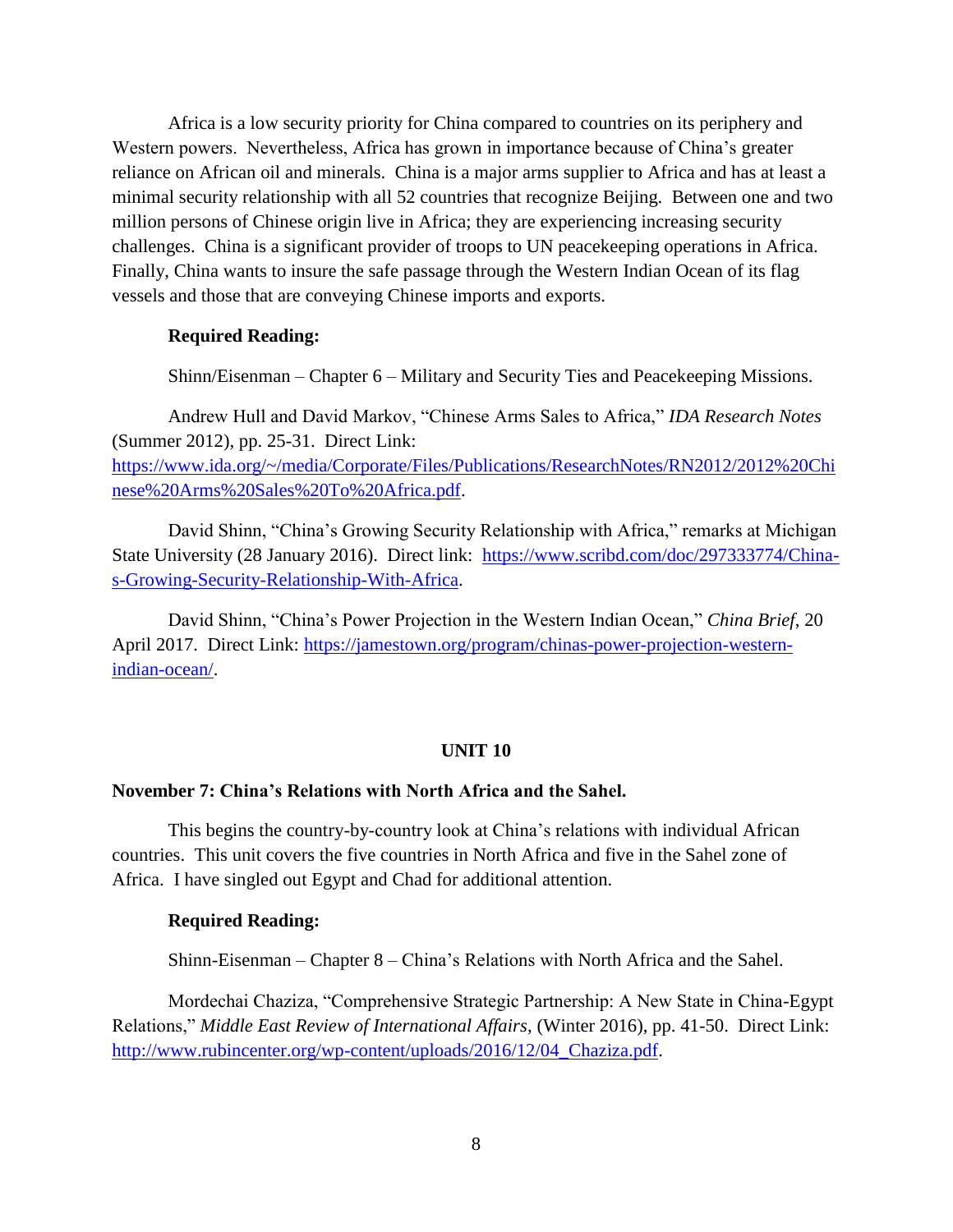Africa is a low security priority for China compared to countries on its periphery and Western powers. Nevertheless, Africa has grown in importance because of China's greater reliance on African oil and minerals. China is a major arms supplier to Africa and has at least a minimal security relationship with all 52 countries that recognize Beijing. Between one and two million persons of Chinese origin live in Africa; they are experiencing increasing security challenges. China is a significant provider of troops to UN peacekeeping operations in Africa. Finally, China wants to insure the safe passage through the Western Indian Ocean of its flag vessels and those that are conveying Chinese imports and exports.

**Required Reading:**

Shinn/Eisenman – Chapter 6 – Military and Security Ties and Peacekeeping Missions.

Andrew Hull and David Markov, "Chinese Arms Sales to Africa," *IDA Research Notes* (Summer 2012), pp. 25-31. Direct Link: [https://www.ida.org/~/media/Corporate/Files/Publications/ResearchNotes/RN2012/2012%20Chinese%20Arms%20Sales%20To%20Africa.pdf](https://www.ida.org/~/media/Corporate/Files/Publications/ResearchNotes/RN2012/2012%20Chinese%20Arms%20Sales%20To%20Africa.pdf).

David Shinn, "China's Growing Security Relationship with Africa," remarks at Michigan State University (28 January 2016). Direct link: [https://www.scribd.com/doc/297333774/China-s-Growing-Security-Relationship-With-Africa](https://www.scribd.com/doc/297333774/China-s-Growing-Security-Relationship-With-Africa).

David Shinn, "China's Power Projection in the Western Indian Ocean," *China Brief*, 20 April 2017. Direct Link: [https://jamestown.org/program/chinas-power-projection-western-indian-ocean/](https://jamestown.org/program/chinas-power-projection-western-indian-ocean/).

## UNIT 10

### November 7: China's Relations with North Africa and the Sahel.

This begins the country-by-country look at China's relations with individual African countries. This unit covers the five countries in North Africa and five in the Sahel zone of Africa. I have singled out Egypt and Chad for additional attention.

**Required Reading:**

Shinn-Eisenman – Chapter 8 – China's Relations with North Africa and the Sahel.

Mordechai Chaziza, "Comprehensive Strategic Partnership: A New State in China-Egypt Relations," *Middle East Review of International Affairs*, (Winter 2016), pp. 41-50. Direct Link: [http://www.rubincenter.org/wp-content/uploads/2016/12/04_Chaziza.pdf](http://www.rubincenter.org/wp-content/uploads/2016/12/04_Chaziza.pdf).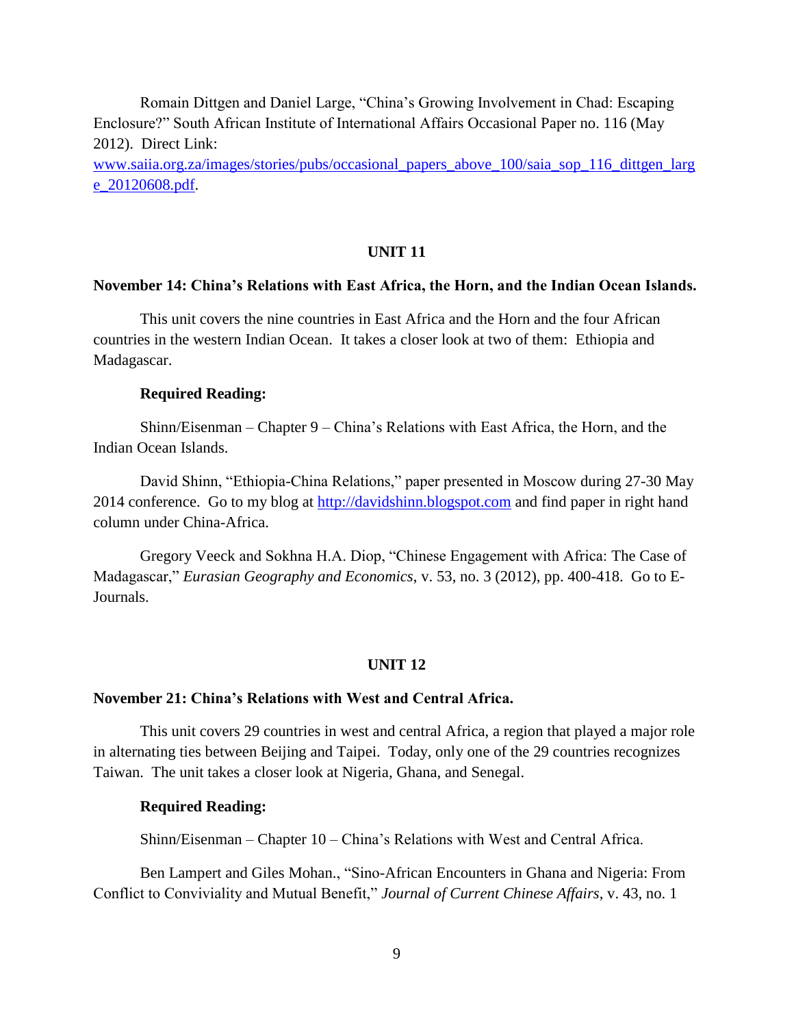Romain Dittgen and Daniel Large, “China’s Growing Involvement in Chad: Escaping Enclosure?” South African Institute of International Affairs Occasional Paper no. 116 (May 2012). Direct Link: [www.saiia.org.za/images/stories/pubs/occasional_papers_above_100/saia_sop_116_dittgen_large_20120608.pdf](www.saiia.org.za/images/stories/pubs/occasional_papers_above_100/saia_sop_116_dittgen_large_20120608.pdf).

## UNIT 11

### November 14: China’s Relations with East Africa, the Horn, and the Indian Ocean Islands.

This unit covers the nine countries in East Africa and the Horn and the four African countries in the western Indian Ocean. It takes a closer look at two of them: Ethiopia and Madagascar.

**Required Reading:**

Shinn/Eisenman – Chapter 9 – China’s Relations with East Africa, the Horn, and the Indian Ocean Islands.

David Shinn, “Ethiopia-China Relations,” paper presented in Moscow during 27-30 May 2014 conference. Go to my blog at [http://davidshinn.blogspot.com](http://davidshinn.blogspot.com) and find paper in right hand column under China-Africa.

Gregory Veeck and Sokhna H.A. Diop, “Chinese Engagement with Africa: The Case of Madagascar,” *Eurasian Geography and Economics*, v. 53, no. 3 (2012), pp. 400-418. Go to E-Journals.

## UNIT 12

### November 21: China’s Relations with West and Central Africa.

This unit covers 29 countries in west and central Africa, a region that played a major role in alternating ties between Beijing and Taipei. Today, only one of the 29 countries recognizes Taiwan. The unit takes a closer look at Nigeria, Ghana, and Senegal.

**Required Reading:**

Shinn/Eisenman – Chapter 10 – China’s Relations with West and Central Africa.

Ben Lampert and Giles Mohan., “Sino-African Encounters in Ghana and Nigeria: From Conflict to Conviviality and Mutual Benefit,” *Journal of Current Chinese Affairs*, v. 43, no. 1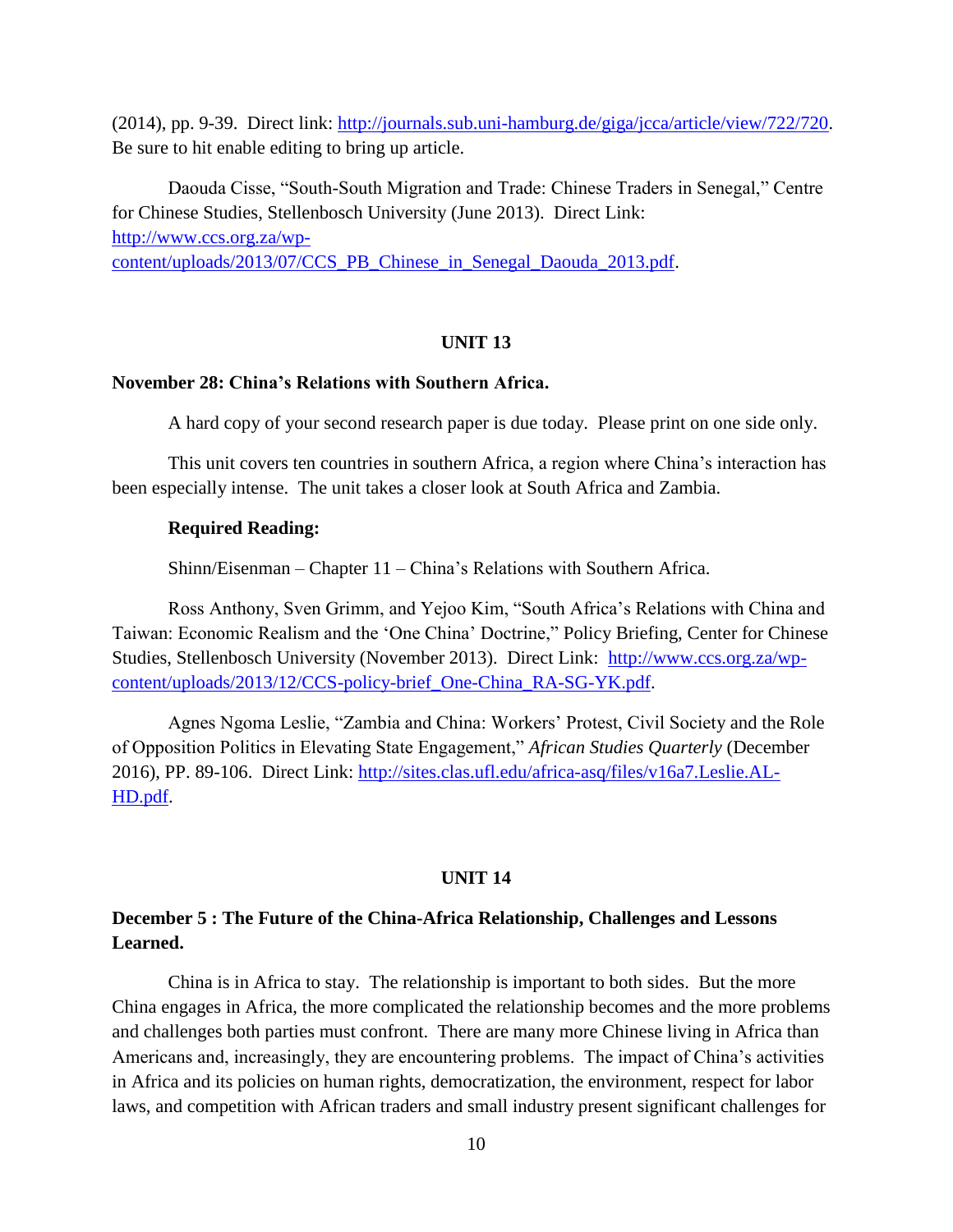(2014), pp. 9-39. Direct link: http://journals.sub.uni-hamburg.de/giga/jcca/article/view/722/720. Be sure to hit enable editing to bring up article.

Daouda Cisse, "South-South Migration and Trade: Chinese Traders in Senegal," Centre for Chinese Studies, Stellenbosch University (June 2013). Direct Link: http://www.ccs.org.za/wp-content/uploads/2013/07/CCS_PB_Chinese_in_Senegal_Daouda_2013.pdf.

## UNIT 13

### November 28: China's Relations with Southern Africa.

A hard copy of your second research paper is due today. Please print on one side only.

This unit covers ten countries in southern Africa, a region where China's interaction has been especially intense. The unit takes a closer look at South Africa and Zambia.

**Required Reading:**

Shinn/Eisenman – Chapter 11 – China's Relations with Southern Africa.

Ross Anthony, Sven Grimm, and Yejoo Kim, "South Africa's Relations with China and Taiwan: Economic Realism and the 'One China' Doctrine," Policy Briefing, Center for Chinese Studies, Stellenbosch University (November 2013). Direct Link: http://www.ccs.org.za/wp-content/uploads/2013/12/CCS-policy-brief_One-China_RA-SG-YK.pdf.

Agnes Ngoma Leslie, "Zambia and China: Workers' Protest, Civil Society and the Role of Opposition Politics in Elevating State Engagement," *African Studies Quarterly* (December 2016), PP. 89-106. Direct Link: http://sites.clas.ufl.edu/africa-asq/files/v16a7.Leslie.AL-HD.pdf.

## UNIT 14

### December 5 : The Future of the China-Africa Relationship, Challenges and Lessons Learned.

China is in Africa to stay. The relationship is important to both sides. But the more China engages in Africa, the more complicated the relationship becomes and the more problems and challenges both parties must confront. There are many more Chinese living in Africa than Americans and, increasingly, they are encountering problems. The impact of China's activities in Africa and its policies on human rights, democratization, the environment, respect for labor laws, and competition with African traders and small industry present significant challenges for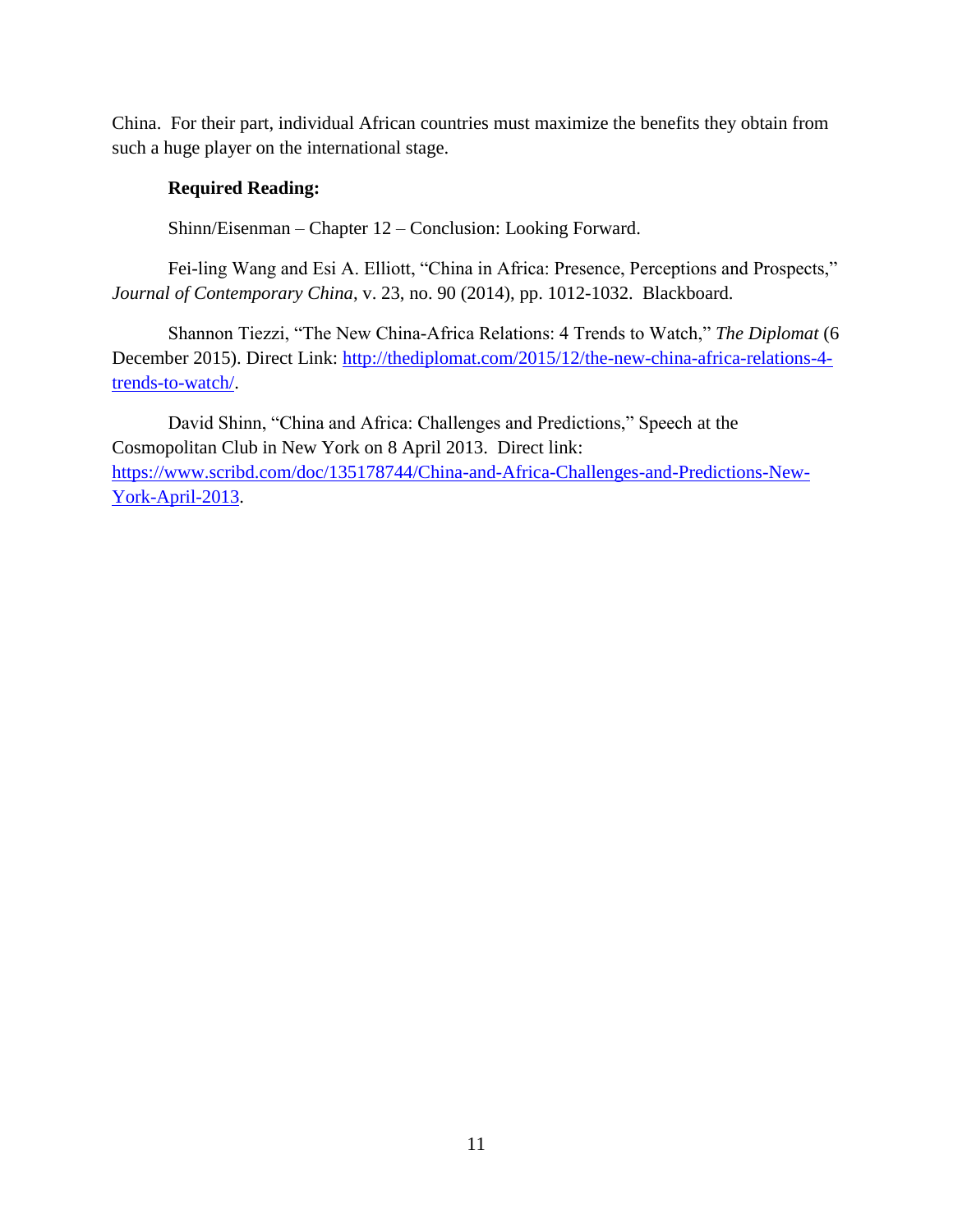China. For their part, individual African countries must maximize the benefits they obtain from such a huge player on the international stage.

**Required Reading:**

Shinn/Eisenman – Chapter 12 – Conclusion: Looking Forward.

Fei-ling Wang and Esi A. Elliott, "China in Africa: Presence, Perceptions and Prospects," *Journal of Contemporary China*, v. 23, no. 90 (2014), pp. 1012-1032. Blackboard.

Shannon Tiezzi, "The New China-Africa Relations: 4 Trends to Watch," *The Diplomat* (6 December 2015). Direct Link: [http://thediplomat.com/2015/12/the-new-china-africa-relations-4-trends-to-watch/](http://thediplomat.com/2015/12/the-new-china-africa-relations-4-trends-to-watch/).

David Shinn, "China and Africa: Challenges and Predictions," Speech at the Cosmopolitan Club in New York on 8 April 2013. Direct link: [https://www.scribd.com/doc/135178744/China-and-Africa-Challenges-and-Predictions-New-York-April-2013](https://www.scribd.com/doc/135178744/China-and-Africa-Challenges-and-Predictions-New-York-April-2013).